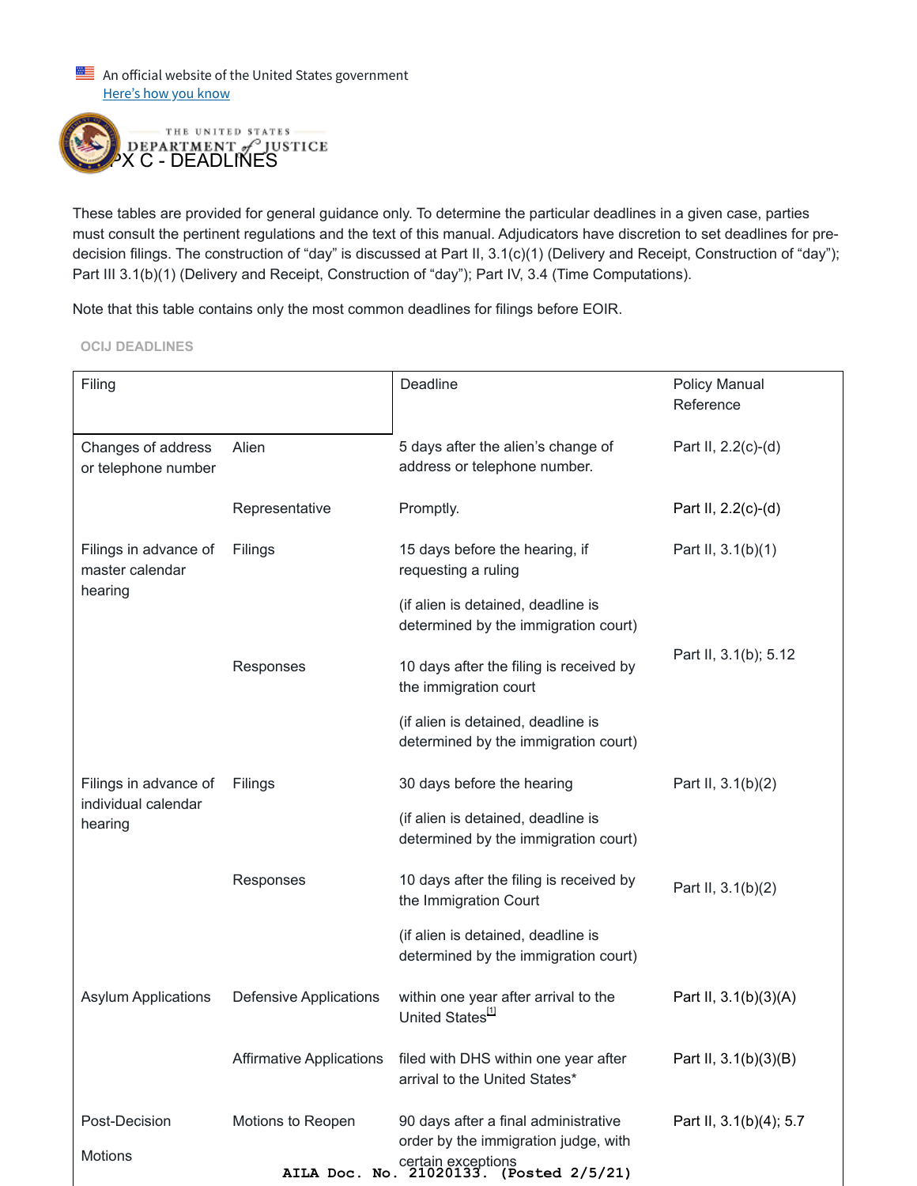An official website of the United States government
Here's how you know

# APX C - DEADLINES

These tables are provided for general guidance only. To determine the particular deadlines in a given case, parties must consult the pertinent regulations and the text of this manual. Adjudicators have discretion to set deadlines for pre-decision filings. The construction of "day" is discussed at Part II, 3.1(c)(1) (Delivery and Receipt, Construction of "day"); Part III 3.1(b)(1) (Delivery and Receipt, Construction of "day"); Part IV, 3.4 (Time Computations).

Note that this table contains only the most common deadlines for filings before EOIR.

## OCIJ DEADLINES

| Filing | | Deadline | Policy Manual Reference |
|---|---|---|---|
| Changes of address or telephone number | Alien | 5 days after the alien's change of address or telephone number. | Part II, 2.2(c)-(d) |
| | Representative | Promptly. | Part II, 2.2(c)-(d) |
| Filings in advance of master calendar hearing | Filings | 15 days before the hearing, if requesting a ruling<br><br>(if alien is detained, deadline is determined by the immigration court) | Part II, 3.1(b)(1) |
| | Responses | 10 days after the filing is received by the immigration court<br><br>(if alien is detained, deadline is determined by the immigration court) | Part II, 3.1(b); 5.12 |
| Filings in advance of individual calendar hearing | Filings | 30 days before the hearing<br><br>(if alien is detained, deadline is determined by the immigration court) | Part II, 3.1(b)(2) |
| | Responses | 10 days after the filing is received by the Immigration Court<br><br>(if alien is detained, deadline is determined by the immigration court) | Part II, 3.1(b)(2) |
| Asylum Applications | Defensive Applications | within one year after arrival to the United States[1] | Part II, 3.1(b)(3)(A) |
| | Affirmative Applications | filed with DHS within one year after arrival to the United States* | Part II, 3.1(b)(3)(B) |
| Post-Decision Motions | Motions to Reopen | 90 days after a final administrative order by the immigration judge, with certain exceptions | Part II, 3.1(b)(4); 5.7 |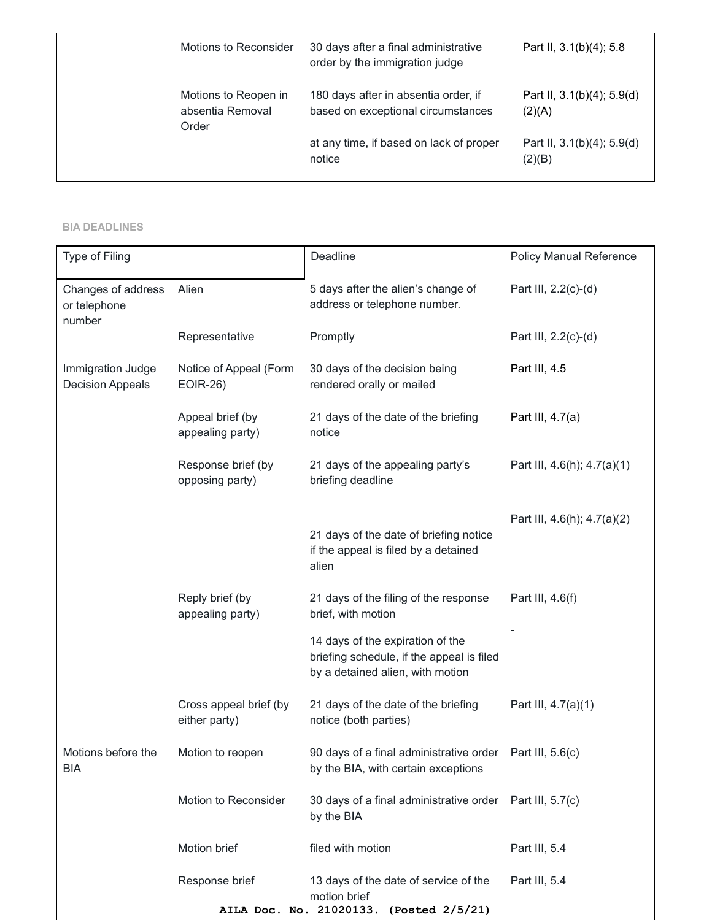| | | | |
|---|---|---|---|
| | Motions to Reconsider | 30 days after a final administrative order by the immigration judge | Part II, 3.1(b)(4); 5.8 |
| | Motions to Reopen in absentia Removal Order | 180 days after in absentia order, if based on exceptional circumstances | Part II, 3.1(b)(4); 5.9(d)(2)(A) |
| | | at any time, if based on lack of proper notice | Part II, 3.1(b)(4); 5.9(d)(2)(B) |

**BIA DEADLINES**

| Type of Filing | | Deadline | Policy Manual Reference |
|---|---|---|---|
| Changes of address or telephone number | Alien | 5 days after the alien's change of address or telephone number. | Part III, 2.2(c)-(d) |
| | Representative | Promptly | Part III, 2.2(c)-(d) |
| Immigration Judge Decision Appeals | Notice of Appeal (Form EOIR-26) | 30 days of the decision being rendered orally or mailed | Part III, 4.5 |
| | Appeal brief (by appealing party) | 21 days of the date of the briefing notice | Part III, 4.7(a) |
| | Response brief (by opposing party) | 21 days of the appealing party's briefing deadline | Part III, 4.6(h); 4.7(a)(1) |
| | | 21 days of the date of briefing notice if the appeal is filed by a detained alien | Part III, 4.6(h); 4.7(a)(2) |
| | Reply brief (by appealing party) | 21 days of the filing of the response brief, with motion | Part III, 4.6(f) |
| | | 14 days of the expiration of the briefing schedule, if the appeal is filed by a detained alien, with motion | - |
| | Cross appeal brief (by either party) | 21 days of the date of the briefing notice (both parties) | Part III, 4.7(a)(1) |
| Motions before the BIA | Motion to reopen | 90 days of a final administrative order by the BIA, with certain exceptions | Part III, 5.6(c) |
| | Motion to Reconsider | 30 days of a final administrative order by the BIA | Part III, 5.7(c) |
| | Motion brief | filed with motion | Part III, 5.4 |
| | Response brief | 13 days of the date of service of the motion brief | Part III, 5.4 |

AILA Doc. No. 21020133. (Posted 2/5/21)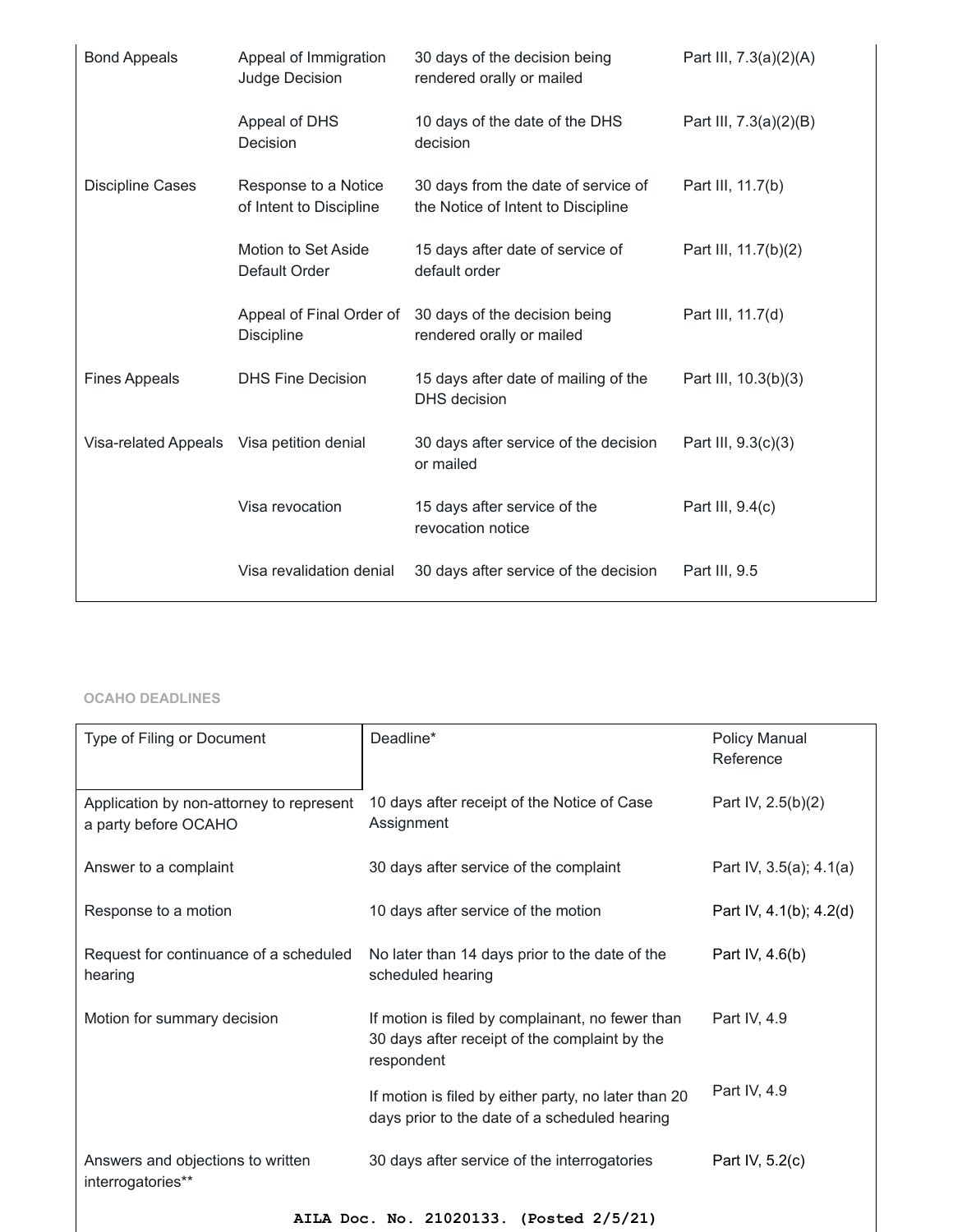| | | | |
|---|---|---|---|
| Bond Appeals | Appeal of Immigration Judge Decision | 30 days of the decision being rendered orally or mailed | Part III, 7.3(a)(2)(A) |
| | Appeal of DHS Decision | 10 days of the date of the DHS decision | Part III, 7.3(a)(2)(B) |
| Discipline Cases | Response to a Notice of Intent to Discipline | 30 days from the date of service of the Notice of Intent to Discipline | Part III, 11.7(b) |
| | Motion to Set Aside Default Order | 15 days after date of service of default order | Part III, 11.7(b)(2) |
| | Appeal of Final Order of Discipline | 30 days of the decision being rendered orally or mailed | Part III, 11.7(d) |
| Fines Appeals | DHS Fine Decision | 15 days after date of mailing of the DHS decision | Part III, 10.3(b)(3) |
| Visa-related Appeals | Visa petition denial | 30 days after service of the decision or mailed | Part III, 9.3(c)(3) |
| | Visa revocation | 15 days after service of the revocation notice | Part III, 9.4(c) |
| | Visa revalidation denial | 30 days after service of the decision | Part III, 9.5 |

## OCAHO DEADLINES

| Type of Filing or Document | Deadline* | Policy Manual Reference |
|---|---|---|
| Application by non-attorney to represent a party before OCAHO | 10 days after receipt of the Notice of Case Assignment | Part IV, 2.5(b)(2) |
| Answer to a complaint | 30 days after service of the complaint | Part IV, 3.5(a); 4.1(a) |
| Response to a motion | 10 days after service of the motion | Part IV, 4.1(b); 4.2(d) |
| Request for continuance of a scheduled hearing | No later than 14 days prior to the date of the scheduled hearing | Part IV, 4.6(b) |
| Motion for summary decision | If motion is filed by complainant, no fewer than 30 days after receipt of the complaint by the respondent | Part IV, 4.9 |
| | If motion is filed by either party, no later than 20 days prior to the date of a scheduled hearing | Part IV, 4.9 |
| Answers and objections to written interrogatories** | 30 days after service of the interrogatories | Part IV, 5.2(c) |

AILA Doc. No. 21020133. (Posted 2/5/21)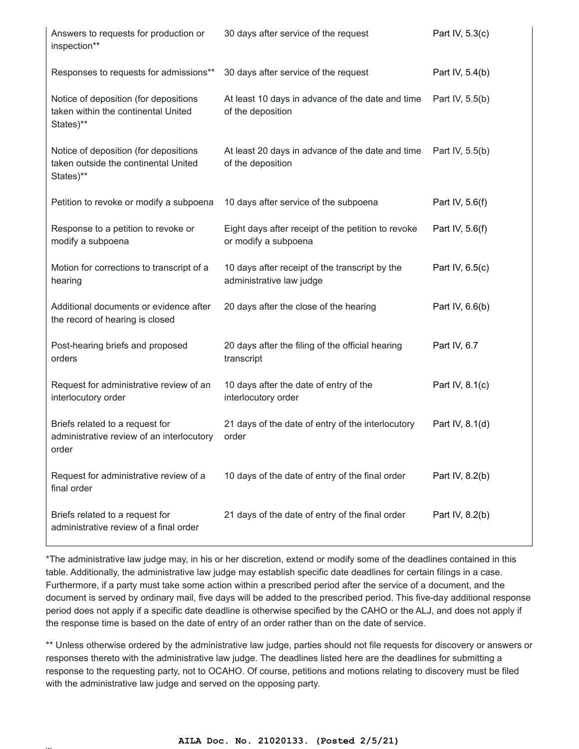| | | |
|---|---|---|
| Answers to requests for production or inspection** | 30 days after service of the request | Part IV, 5.3(c) |
| Responses to requests for admissions** | 30 days after service of the request | Part IV, 5.4(b) |
| Notice of deposition (for depositions taken within the continental United States)** | At least 10 days in advance of the date and time of the deposition | Part IV, 5.5(b) |
| Notice of deposition (for depositions taken outside the continental United States)** | At least 20 days in advance of the date and time of the deposition | Part IV, 5.5(b) |
| Petition to revoke or modify a subpoena | 10 days after service of the subpoena | Part IV, 5.6(f) |
| Response to a petition to revoke or modify a subpoena | Eight days after receipt of the petition to revoke or modify a subpoena | Part IV, 5.6(f) |
| Motion for corrections to transcript of a hearing | 10 days after receipt of the transcript by the administrative law judge | Part IV, 6.5(c) |
| Additional documents or evidence after the record of hearing is closed | 20 days after the close of the hearing | Part IV, 6.6(b) |
| Post-hearing briefs and proposed orders | 20 days after the filing of the official hearing transcript | Part IV, 6.7 |
| Request for administrative review of an interlocutory order | 10 days after the date of entry of the interlocutory order | Part IV, 8.1(c) |
| Briefs related to a request for administrative review of an interlocutory order | 21 days of the date of entry of the interlocutory order | Part IV, 8.1(d) |
| Request for administrative review of a final order | 10 days of the date of entry of the final order | Part IV, 8.2(b) |
| Briefs related to a request for administrative review of a final order | 21 days of the date of entry of the final order | Part IV, 8.2(b) |

*The administrative law judge may, in his or her discretion, extend or modify some of the deadlines contained in this table. Additionally, the administrative law judge may establish specific date deadlines for certain filings in a case. Furthermore, if a party must take some action within a prescribed period after the service of a document, and the document is served by ordinary mail, five days will be added to the prescribed period. This five-day additional response period does not apply if a specific date deadline is otherwise specified by the CAHO or the ALJ, and does not apply if the response time is based on the date of entry of an order rather than on the date of service.

** Unless otherwise ordered by the administrative law judge, parties should not file requests for discovery or answers or responses thereto with the administrative law judge. The deadlines listed here are the deadlines for submitting a response to the requesting party, not to OCAHO. Of course, petitions and motions relating to discovery must be filed with the administrative law judge and served on the opposing party.

**AILA Doc. No. 21020133. (Posted 2/5/21)**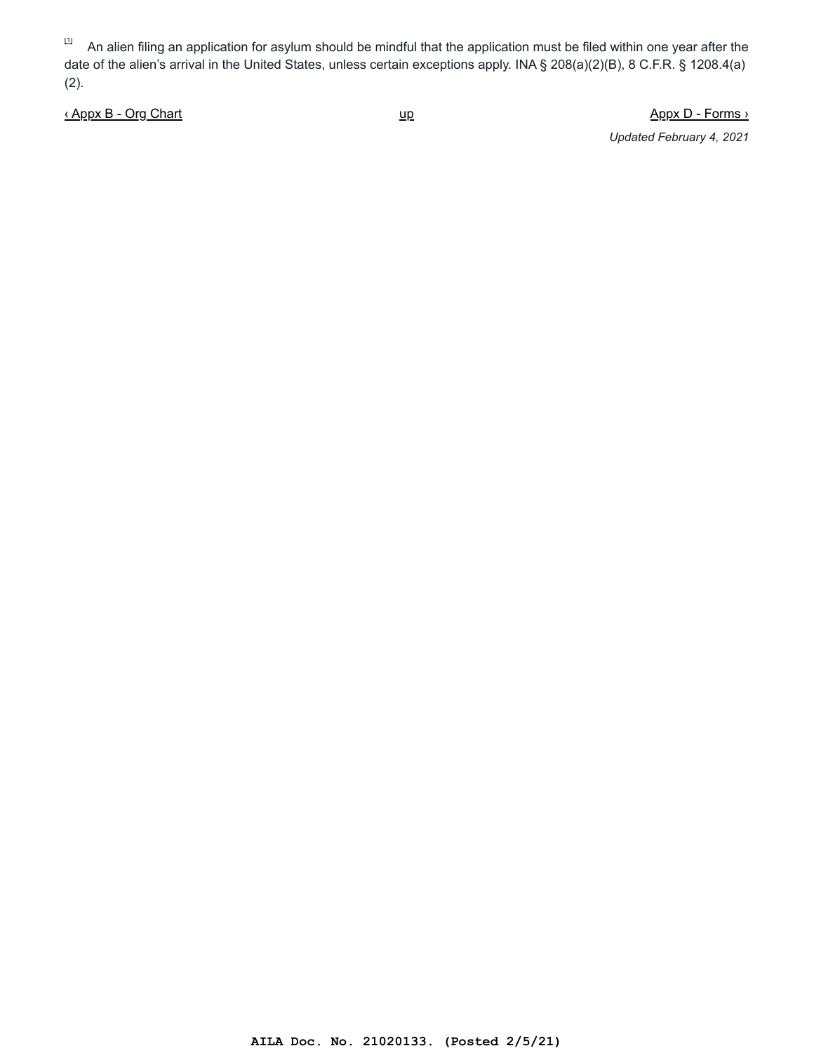[1] An alien filing an application for asylum should be mindful that the application must be filed within one year after the date of the alien's arrival in the United States, unless certain exceptions apply. INA § 208(a)(2)(B), 8 C.F.R. § 1208.4(a)(2).

‹ Appx B - Org Chart | up | Appx D - Forms ›

*Updated February 4, 2021*